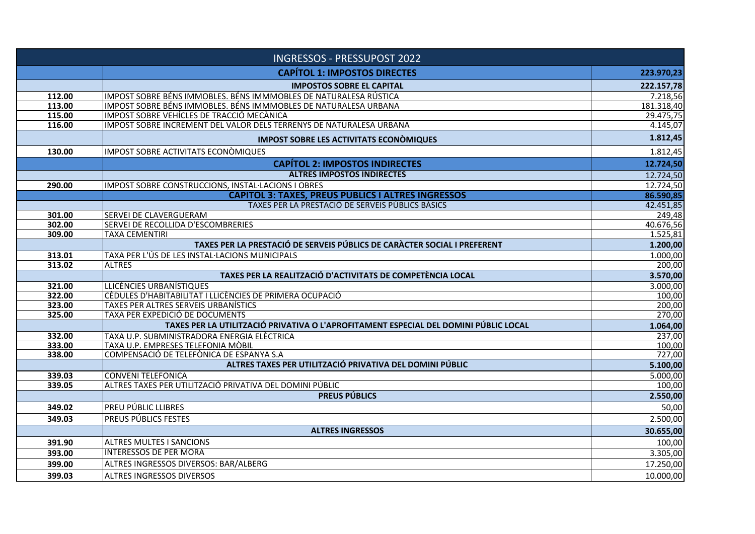| INGRESSOS - PRESSUPOST 2022 | | |
|---|---|---|
| | **CAPÍTOL 1: IMPOSTOS DIRECTES** | **223.970,23** |
| | **IMPOSTOS SOBRE EL CAPITAL** | **222.157,78** |
| 112.00 | IMPOST SOBRE BÉNS IMMOBLES. BÉNS IMMMOBLES DE NATURALESA RÚSTICA | 7.218,56 |
| 113.00 | IMPOST SOBRE BÉNS IMMOBLES. BÉNS IMMMOBLES DE NATURALESA URBANA | 181.318,40 |
| 115.00 | IMPOST SOBRE VEHÍCLES DE TRACCIÓ MECÀNICA | 29.475,75 |
| 116.00 | IMPOST SOBRE INCREMENT DEL VALOR DELS TERRENYS DE NATURALESA URBANA | 4.145,07 |
| | **IMPOST SOBRE LES ACTIVITATS ECONÒMIQUES** | **1.812,45** |
| 130.00 | IMPOST SOBRE ACTIVITATS ECONÒMIQUES | 1.812,45 |
| | **CAPÍTOL 2: IMPOSTOS INDIRECTES** | **12.724,50** |
| | **ALTRES IMPOSTOS INDIRECTES** | 12.724,50 |
| 290.00 | IMPOST SOBRE CONSTRUCCIONS, INSTAL·LACIONS I OBRES | 12.724,50 |
| | **CAPITOL 3: TAXES, PREUS PÚBLICS I ALTRES INGRESSOS** | **86.590,85** |
| | TAXES PER LA PRESTACIÓ DE SERVEIS PÚBLICS BÀSICS | 42.451,85 |
| 301.00 | SERVEI DE CLAVERGUERAM | 249,48 |
| 302.00 | SERVEI DE RECOLLIDA D'ESCOMBRERIES | 40.676,56 |
| 309.00 | TAXA CEMENTIRI | 1.525,81 |
| | **TAXES PER LA PRESTACIÓ DE SERVEIS PÚBLICS DE CARÀCTER SOCIAL I PREFERENT** | **1.200,00** |
| 313.01 | TAXA PER L'ÚS DE LES INSTAL·LACIONS MUNICIPALS | 1.000,00 |
| 313.02 | ALTRES | 200,00 |
| | **TAXES PER LA REALITZACIÓ D'ACTIVITATS DE COMPETÈNCIA LOCAL** | **3.570,00** |
| 321.00 | LLICÈNCIES URBANÍSTIQUES | 3.000,00 |
| 322.00 | CÈDULES D'HABITABILITAT I LLICÈNCIES DE PRIMERA OCUPACIÓ | 100,00 |
| 323.00 | TAXES PER ALTRES SERVEIS URBANÍSTICS | 200,00 |
| 325.00 | TAXA PER EXPEDICIÓ DE DOCUMENTS | 270,00 |
| | **TAXES PER LA UTILITZACIÓ PRIVATIVA O L'APROFITAMENT ESPECIAL DEL DOMINI PÚBLIC LOCAL** | **1.064,00** |
| 332.00 | TAXA U.P. SUBMINISTRADORA ENERGIA ELÈCTRICA | 237,00 |
| 333.00 | TAXA U.P. EMPRESES TELEFONIA MÒBIL | 100,00 |
| 338.00 | COMPENSACIÓ DE TELEFÒNICA DE ESPANYA S.A | 727,00 |
| | **ALTRES TAXES PER UTILITZACIÓ PRIVATIVA DEL DOMINI PÚBLIC** | **5.100,00** |
| 339.03 | CONVENI TELEFONICA | 5.000,00 |
| 339.05 | ALTRES TAXES PER UTILITZACIÓ PRIVATIVA DEL DOMINI PÚBLIC | 100,00 |
| | **PREUS PÚBLICS** | **2.550,00** |
| 349.02 | PREU PÚBLIC LLIBRES | 50,00 |
| 349.03 | PREUS PÚBLICS FESTES | 2.500,00 |
| | **ALTRES INGRESSOS** | **30.655,00** |
| 391.90 | ALTRES MULTES I SANCIONS | 100,00 |
| 393.00 | INTERESSOS DE PER MORA | 3.305,00 |
| 399.00 | ALTRES INGRESSOS DIVERSOS: BAR/ALBERG | 17.250,00 |
| 399.03 | ALTRES INGRESSOS DIVERSOS | 10.000,00 |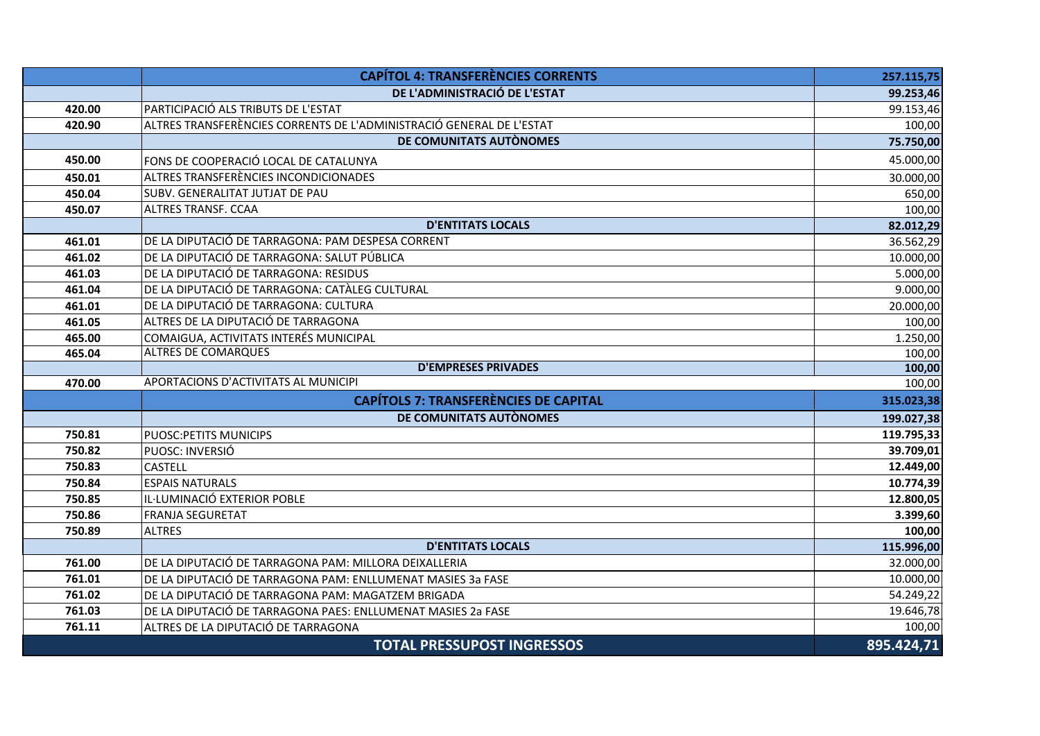| | | |
|---|---|---|
| | **CAPÍTOL 4: TRANSFERÈNCIES CORRENTS** | **257.115,75** |
| | **DE L'ADMINISTRACIÓ DE L'ESTAT** | **99.253,46** |
| **420.00** | PARTICIPACIÓ ALS TRIBUTS DE L'ESTAT | 99.153,46 |
| **420.90** | ALTRES TRANSFERÈNCIES CORRENTS DE L'ADMINISTRACIÓ GENERAL DE L'ESTAT | 100,00 |
| | **DE COMUNITATS AUTÒNOMES** | **75.750,00** |
| **450.00** | FONS DE COOPERACIÓ LOCAL DE CATALUNYA | 45.000,00 |
| **450.01** | ALTRES TRANSFERÈNCIES INCONDICIONADES | 30.000,00 |
| **450.04** | SUBV. GENERALITAT JUTJAT DE PAU | 650,00 |
| **450.07** | ALTRES TRANSF. CCAA | 100,00 |
| | **D'ENTITATS LOCALS** | **82.012,29** |
| **461.01** | DE LA DIPUTACIÓ DE TARRAGONA: PAM DESPESA CORRENT | 36.562,29 |
| **461.02** | DE LA DIPUTACIÓ DE TARRAGONA: SALUT PÚBLICA | 10.000,00 |
| **461.03** | DE LA DIPUTACIÓ DE TARRAGONA: RESIDUS | 5.000,00 |
| **461.04** | DE LA DIPUTACIÓ DE TARRAGONA: CATÀLEG CULTURAL | 9.000,00 |
| **461.01** | DE LA DIPUTACIÓ DE TARRAGONA: CULTURA | 20.000,00 |
| **461.05** | ALTRES DE LA DIPUTACIÓ DE TARRAGONA | 100,00 |
| **465.00** | COMAIGUA, ACTIVITATS INTERÉS MUNICIPAL | 1.250,00 |
| **465.04** | ALTRES DE COMARQUES | 100,00 |
| | **D'EMPRESES PRIVADES** | **100,00** |
| **470.00** | APORTACIONS D'ACTIVITATS AL MUNICIPI | 100,00 |
| | **CAPÍTOLS 7: TRANSFERÈNCIES DE CAPITAL** | **315.023,38** |
| | **DE COMUNITATS AUTÒNOMES** | **199.027,38** |
| **750.81** | PUOSC:PETITS MUNICIPS | **119.795,33** |
| **750.82** | PUOSC: INVERSIÓ | **39.709,01** |
| **750.83** | CASTELL | **12.449,00** |
| **750.84** | ESPAIS NATURALS | **10.774,39** |
| **750.85** | IL·LUMINACIÓ EXTERIOR POBLE | **12.800,05** |
| **750.86** | FRANJA SEGURETAT | **3.399,60** |
| **750.89** | ALTRES | **100,00** |
| | **D'ENTITATS LOCALS** | **115.996,00** |
| **761.00** | DE LA DIPUTACIÓ DE TARRAGONA PAM: MILLORA DEIXALLERIA | 32.000,00 |
| **761.01** | DE LA DIPUTACIÓ DE TARRAGONA PAM: ENLLUMENAT MASIES 3a FASE | 10.000,00 |
| **761.02** | DE LA DIPUTACIÓ DE TARRAGONA PAM: MAGATZEM BRIGADA | 54.249,22 |
| **761.03** | DE LA DIPUTACIÓ DE TARRAGONA PAES: ENLLUMENAT MASIES 2a FASE | 19.646,78 |
| **761.11** | ALTRES DE LA DIPUTACIÓ DE TARRAGONA | 100,00 |
| | **TOTAL PRESSUPOST INGRESSOS** | **895.424,71** |